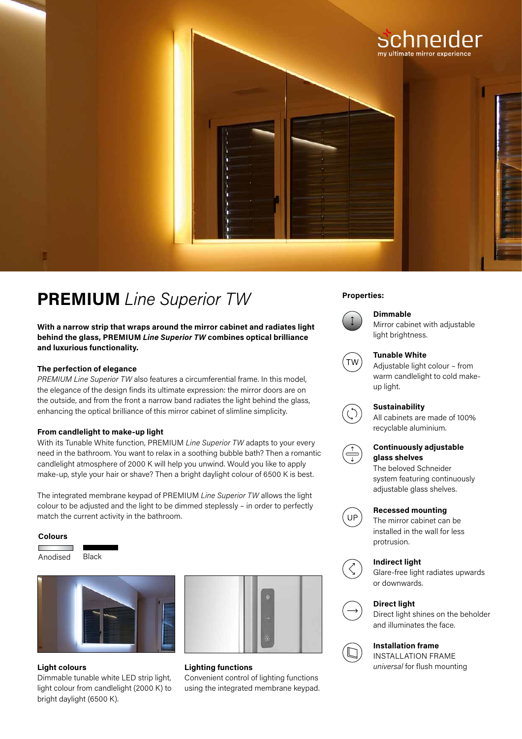# **PREMIUM** *Line Superior TW*

**With a narrow strip that wraps around the mirror cabinet and radiates light behind the glass, PREMIUM *Line Superior TW* combines optical brilliance and luxurious functionality.**

**The perfection of elegance**

*PREMIUM Line Superior TW* also features a circumferential frame. In this model, the elegance of the design finds its ultimate expression: the mirror doors are on the outside, and from the front a narrow band radiates the light behind the glass, enhancing the optical brilliance of this mirror cabinet of slimline simplicity.

**From candlelight to make-up light**

With its Tunable White function, PREMIUM *Line Superior TW* adapts to your every need in the bathroom. You want to relax in a soothing bubble bath? Then a romantic candlelight atmosphere of 2000 K will help you unwind. Would you like to apply make-up, style your hair or shave? Then a bright daylight colour of 6500 K is best.

The integrated membrane keypad of PREMIUM *Line Superior TW* allows the light colour to be adjusted and the light to be dimmed steplessly – in order to perfectly match the current activity in the bathroom.

**Colours**

Anodised   Black

**Light colours**

Dimmable tunable white LED strip light, light colour from candlelight (2000 K) to bright daylight (6500 K).

**Lighting functions**

Convenient control of lighting functions using the integrated membrane keypad.

**Properties:**

**Dimmable**
Mirror cabinet with adjustable light brightness.

**Tunable White**
Adjustable light colour – from warm candlelight to cold make-up light.

**Sustainability**
All cabinets are made of 100% recyclable aluminium.

**Continuously adjustable glass shelves**
The beloved Schneider system featuring continuously adjustable glass shelves.

**Recessed mounting**
The mirror cabinet can be installed in the wall for less protrusion.

**Indirect light**
Glare-free light radiates upwards or downwards.

**Direct light**
Direct light shines on the beholder and illuminates the face.

**Installation frame**
INSTALLATION FRAME *universal* for flush mounting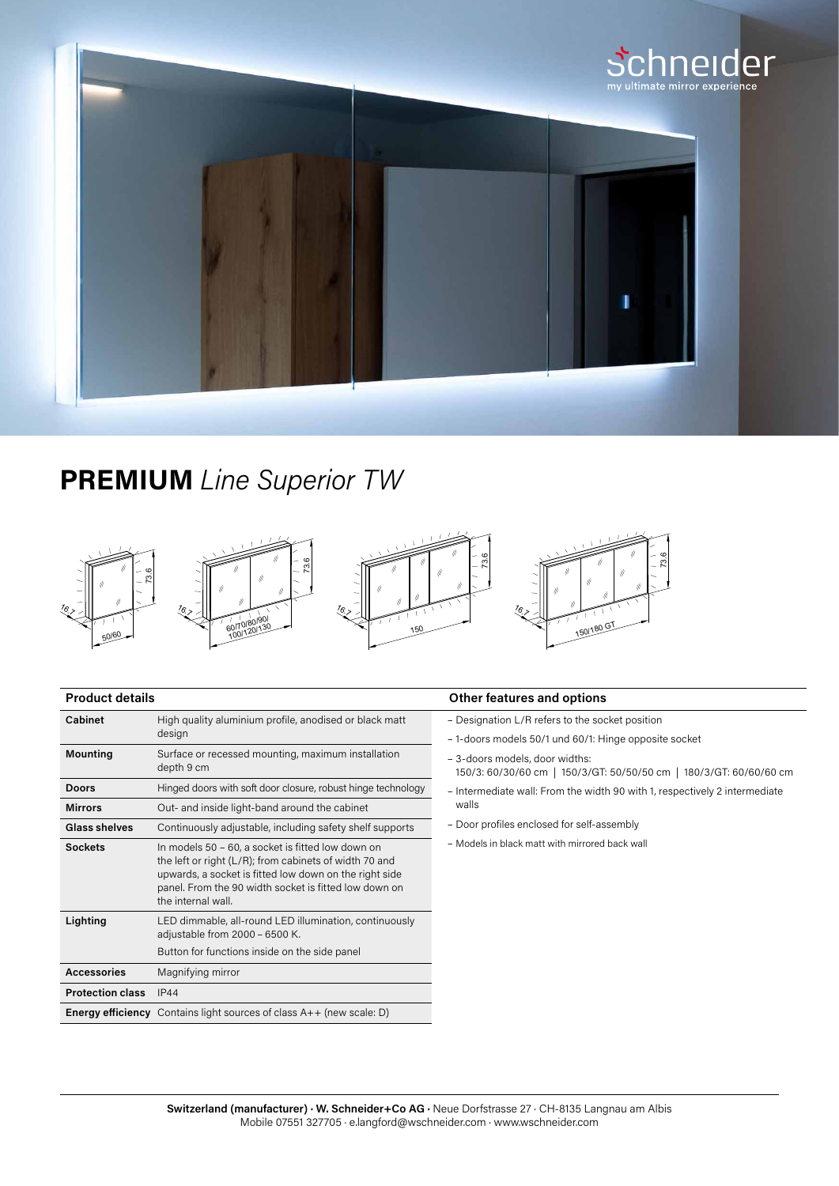# **PREMIUM** *Line Superior TW*

| Product details | |
|---|---|
| **Cabinet** | High quality aluminium profile, anodised or black matt design |
| **Mounting** | Surface or recessed mounting, maximum installation depth 9 cm |
| **Doors** | Hinged doors with soft door closure, robust hinge technology |
| **Mirrors** | Out- and inside light-band around the cabinet |
| **Glass shelves** | Continuously adjustable, including safety shelf supports |
| **Sockets** | In models 50 – 60, a socket is fitted low down on the left or right (L/R); from cabinets of width 70 and upwards, a socket is fitted low down on the right side panel. From the 90 width socket is fitted low down on the internal wall. |
| **Lighting** | LED dimmable, all-round LED illumination, continuously adjustable from 2000 – 6500 K. Button for functions inside on the side panel |
| **Accessories** | Magnifying mirror |
| **Protection class** | IP44 |
| **Energy efficiency** | Contains light sources of class A++ (new scale: D) |

## Other features and options

- Designation L/R refers to the socket position
- 1-doors models 50/1 und 60/1: Hinge opposite socket
- 3-doors models, door widths: 150/3: 60/30/60 cm | 150/3/GT: 50/50/50 cm | 180/3/GT: 60/60/60 cm
- Intermediate wall: From the width 90 with 1, respectively 2 intermediate walls
- Door profiles enclosed for self-assembly
- Models in black matt with mirrored back wall

**Switzerland (manufacturer) · W. Schneider+Co AG ·** Neue Dorfstrasse 27 · CH-8135 Langnau am Albis
Mobile 07551 327705 · e.langford@wschneider.com · www.wschneider.com